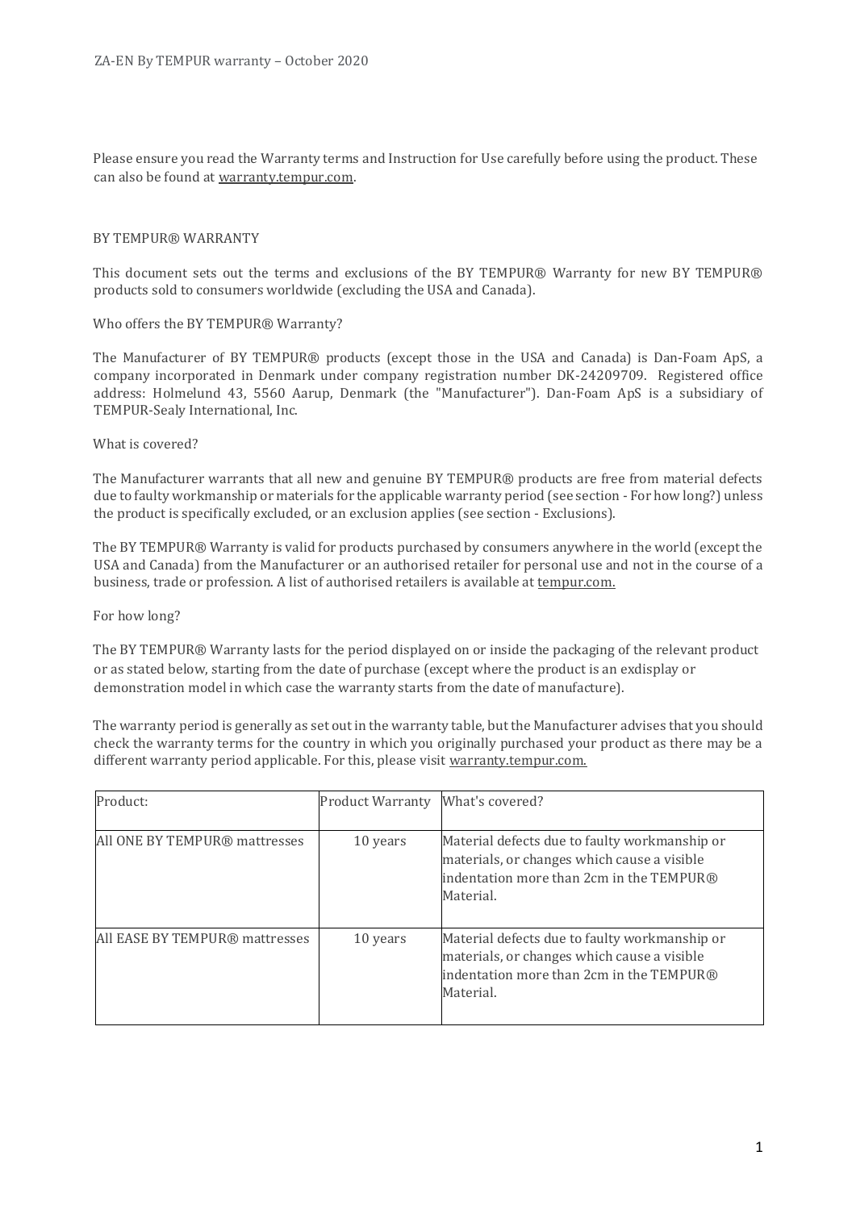ZA-EN By TEMPUR warranty – October 2020

Please ensure you read the Warranty terms and Instruction for Use carefully before using the product. These can also be found at warranty.tempur.com.

# BY TEMPUR® WARRANTY

This document sets out the terms and exclusions of the BY TEMPUR® Warranty for new BY TEMPUR® products sold to consumers worldwide (excluding the USA and Canada).

## Who offers the BY TEMPUR® Warranty?

The Manufacturer of BY TEMPUR® products (except those in the USA and Canada) is Dan-Foam ApS, a company incorporated in Denmark under company registration number DK-24209709. Registered office address: Holmelund 43, 5560 Aarup, Denmark (the "Manufacturer"). Dan-Foam ApS is a subsidiary of TEMPUR-Sealy International, Inc.

## What is covered?

The Manufacturer warrants that all new and genuine BY TEMPUR® products are free from material defects due to faulty workmanship or materials for the applicable warranty period (see section - For how long?) unless the product is specifically excluded, or an exclusion applies (see section - Exclusions).

The BY TEMPUR® Warranty is valid for products purchased by consumers anywhere in the world (except the USA and Canada) from the Manufacturer or an authorised retailer for personal use and not in the course of a business, trade or profession. A list of authorised retailers is available at tempur.com.

## For how long?

The BY TEMPUR® Warranty lasts for the period displayed on or inside the packaging of the relevant product or as stated below, starting from the date of purchase (except where the product is an exdisplay or demonstration model in which case the warranty starts from the date of manufacture).

The warranty period is generally as set out in the warranty table, but the Manufacturer advises that you should check the warranty terms for the country in which you originally purchased your product as there may be a different warranty period applicable. For this, please visit warranty.tempur.com.

| Product: | Product Warranty | What's covered? |
|---|---|---|
| All ONE BY TEMPUR® mattresses | 10 years | Material defects due to faulty workmanship or materials, or changes which cause a visible indentation more than 2cm in the TEMPUR® Material. |
| All EASE BY TEMPUR® mattresses | 10 years | Material defects due to faulty workmanship or materials, or changes which cause a visible indentation more than 2cm in the TEMPUR® Material. |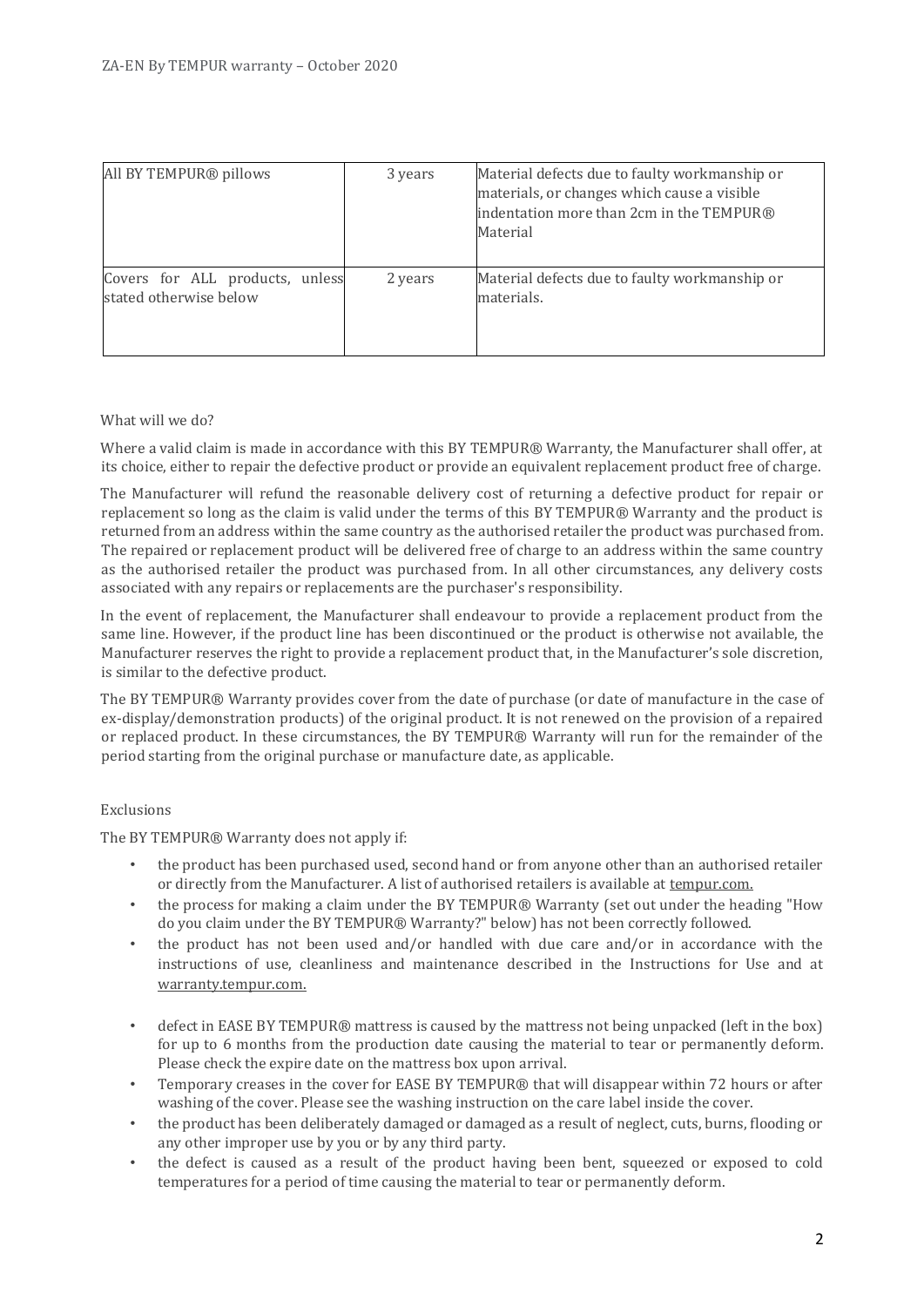| | | |
|---|---|---|
| All BY TEMPUR® pillows | 3 years | Material defects due to faulty workmanship or materials, or changes which cause a visible indentation more than 2cm in the TEMPUR® Material |
| Covers for ALL products, unless stated otherwise below | 2 years | Material defects due to faulty workmanship or materials. |

What will we do?

Where a valid claim is made in accordance with this BY TEMPUR® Warranty, the Manufacturer shall offer, at its choice, either to repair the defective product or provide an equivalent replacement product free of charge.

The Manufacturer will refund the reasonable delivery cost of returning a defective product for repair or replacement so long as the claim is valid under the terms of this BY TEMPUR® Warranty and the product is returned from an address within the same country as the authorised retailer the product was purchased from. The repaired or replacement product will be delivered free of charge to an address within the same country as the authorised retailer the product was purchased from. In all other circumstances, any delivery costs associated with any repairs or replacements are the purchaser's responsibility.

In the event of replacement, the Manufacturer shall endeavour to provide a replacement product from the same line. However, if the product line has been discontinued or the product is otherwise not available, the Manufacturer reserves the right to provide a replacement product that, in the Manufacturer's sole discretion, is similar to the defective product.

The BY TEMPUR® Warranty provides cover from the date of purchase (or date of manufacture in the case of ex-display/demonstration products) of the original product. It is not renewed on the provision of a repaired or replaced product. In these circumstances, the BY TEMPUR® Warranty will run for the remainder of the period starting from the original purchase or manufacture date, as applicable.

Exclusions

The BY TEMPUR® Warranty does not apply if:

- the product has been purchased used, second hand or from anyone other than an authorised retailer or directly from the Manufacturer. A list of authorised retailers is available at tempur.com.
- the process for making a claim under the BY TEMPUR® Warranty (set out under the heading "How do you claim under the BY TEMPUR® Warranty?" below) has not been correctly followed.
- the product has not been used and/or handled with due care and/or in accordance with the instructions of use, cleanliness and maintenance described in the Instructions for Use and at warranty.tempur.com.
- defect in EASE BY TEMPUR® mattress is caused by the mattress not being unpacked (left in the box) for up to 6 months from the production date causing the material to tear or permanently deform. Please check the expire date on the mattress box upon arrival.
- Temporary creases in the cover for EASE BY TEMPUR® that will disappear within 72 hours or after washing of the cover. Please see the washing instruction on the care label inside the cover.
- the product has been deliberately damaged or damaged as a result of neglect, cuts, burns, flooding or any other improper use by you or by any third party.
- the defect is caused as a result of the product having been bent, squeezed or exposed to cold temperatures for a period of time causing the material to tear or permanently deform.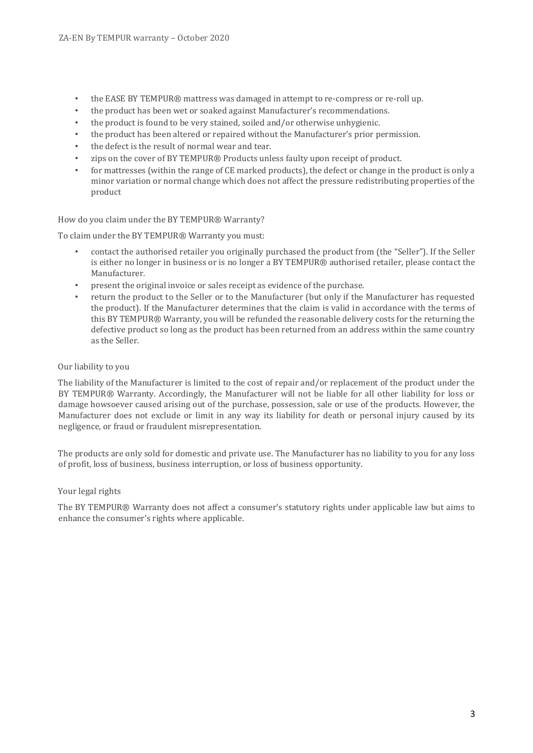- the EASE BY TEMPUR® mattress was damaged in attempt to re-compress or re-roll up.
- the product has been wet or soaked against Manufacturer's recommendations.
- the product is found to be very stained, soiled and/or otherwise unhygienic.
- the product has been altered or repaired without the Manufacturer's prior permission.
- the defect is the result of normal wear and tear.
- zips on the cover of BY TEMPUR® Products unless faulty upon receipt of product.
- for mattresses (within the range of CE marked products), the defect or change in the product is only a minor variation or normal change which does not affect the pressure redistributing properties of the product

How do you claim under the BY TEMPUR® Warranty?

To claim under the BY TEMPUR® Warranty you must:

- contact the authorised retailer you originally purchased the product from (the "Seller"). If the Seller is either no longer in business or is no longer a BY TEMPUR® authorised retailer, please contact the Manufacturer.
- present the original invoice or sales receipt as evidence of the purchase.
- return the product to the Seller or to the Manufacturer (but only if the Manufacturer has requested the product). If the Manufacturer determines that the claim is valid in accordance with the terms of this BY TEMPUR® Warranty, you will be refunded the reasonable delivery costs for the returning the defective product so long as the product has been returned from an address within the same country as the Seller.

Our liability to you

The liability of the Manufacturer is limited to the cost of repair and/or replacement of the product under the BY TEMPUR® Warranty. Accordingly, the Manufacturer will not be liable for all other liability for loss or damage howsoever caused arising out of the purchase, possession, sale or use of the products. However, the Manufacturer does not exclude or limit in any way its liability for death or personal injury caused by its negligence, or fraud or fraudulent misrepresentation.

The products are only sold for domestic and private use. The Manufacturer has no liability to you for any loss of profit, loss of business, business interruption, or loss of business opportunity.

Your legal rights

The BY TEMPUR® Warranty does not affect a consumer's statutory rights under applicable law but aims to enhance the consumer's rights where applicable.